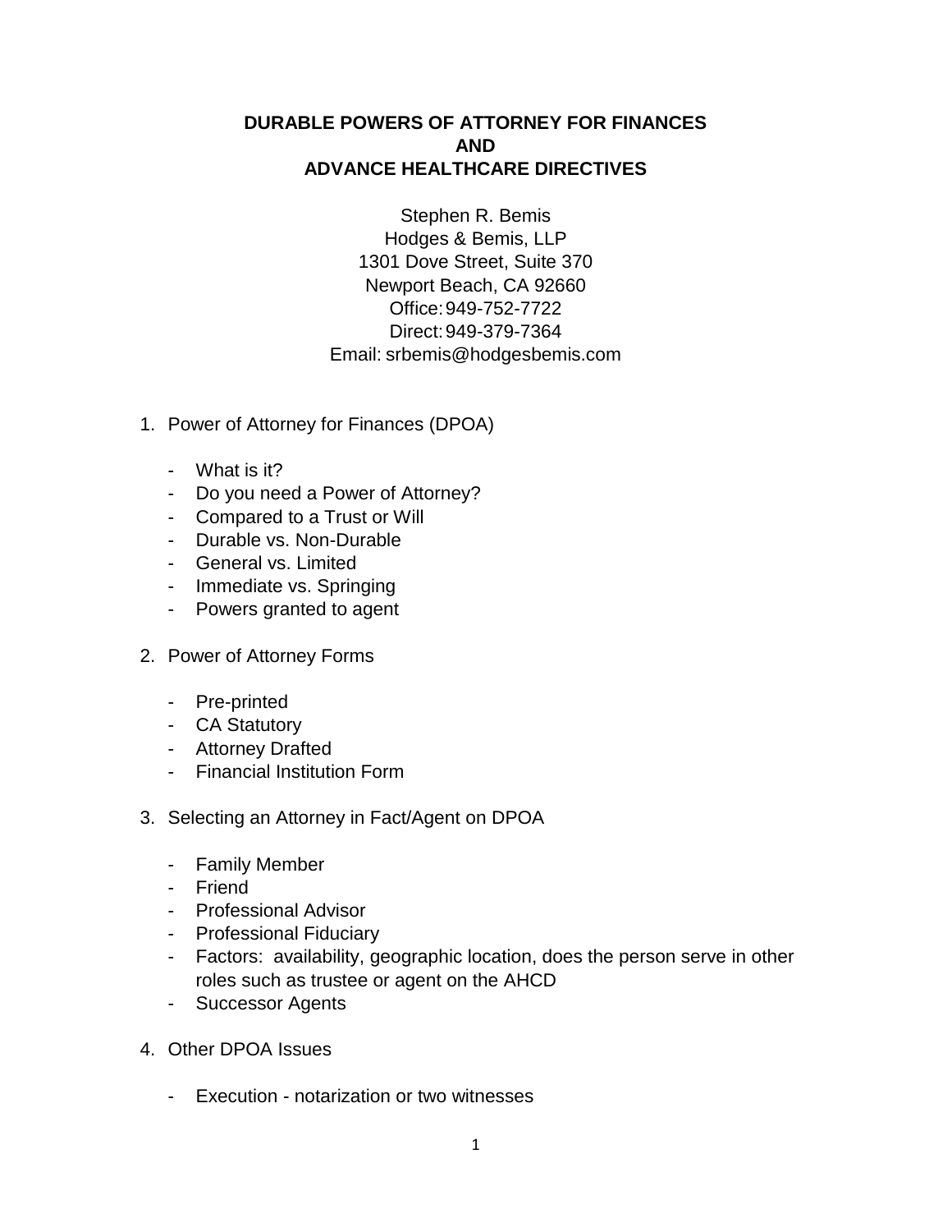# DURABLE POWERS OF ATTORNEY FOR FINANCES AND ADVANCE HEALTHCARE DIRECTIVES

Stephen R. Bemis
Hodges & Bemis, LLP
1301 Dove Street, Suite 370
Newport Beach, CA 92660
Office: 949-752-7722
Direct: 949-379-7364
Email: srbemis@hodgesbemis.com

1. Power of Attorney for Finances (DPOA)

   - What is it?
   - Do you need a Power of Attorney?
   - Compared to a Trust or Will
   - Durable vs. Non-Durable
   - General vs. Limited
   - Immediate vs. Springing
   - Powers granted to agent

2. Power of Attorney Forms

   - Pre-printed
   - CA Statutory
   - Attorney Drafted
   - Financial Institution Form

3. Selecting an Attorney in Fact/Agent on DPOA

   - Family Member
   - Friend
   - Professional Advisor
   - Professional Fiduciary
   - Factors: availability, geographic location, does the person serve in other roles such as trustee or agent on the AHCD
   - Successor Agents

4. Other DPOA Issues

   - Execution - notarization or two witnesses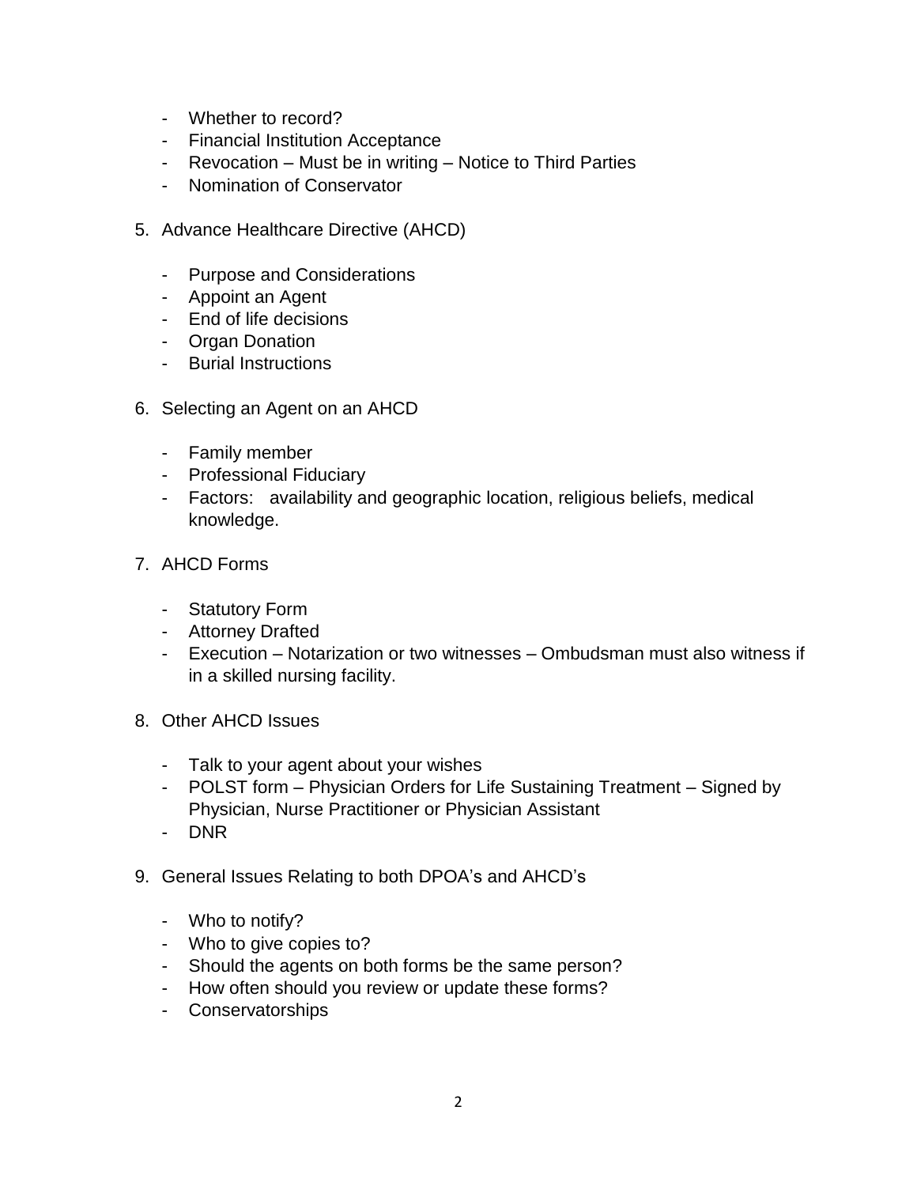- Whether to record?
- Financial Institution Acceptance
- Revocation – Must be in writing – Notice to Third Parties
- Nomination of Conservator

5. Advance Healthcare Directive (AHCD)

    - Purpose and Considerations
    - Appoint an Agent
    - End of life decisions
    - Organ Donation
    - Burial Instructions

6. Selecting an Agent on an AHCD

    - Family member
    - Professional Fiduciary
    - Factors: availability and geographic location, religious beliefs, medical knowledge.

7. AHCD Forms

    - Statutory Form
    - Attorney Drafted
    - Execution – Notarization or two witnesses – Ombudsman must also witness if in a skilled nursing facility.

8. Other AHCD Issues

    - Talk to your agent about your wishes
    - POLST form – Physician Orders for Life Sustaining Treatment – Signed by Physician, Nurse Practitioner or Physician Assistant
    - DNR

9. General Issues Relating to both DPOA's and AHCD's

    - Who to notify?
    - Who to give copies to?
    - Should the agents on both forms be the same person?
    - How often should you review or update these forms?
    - Conservatorships